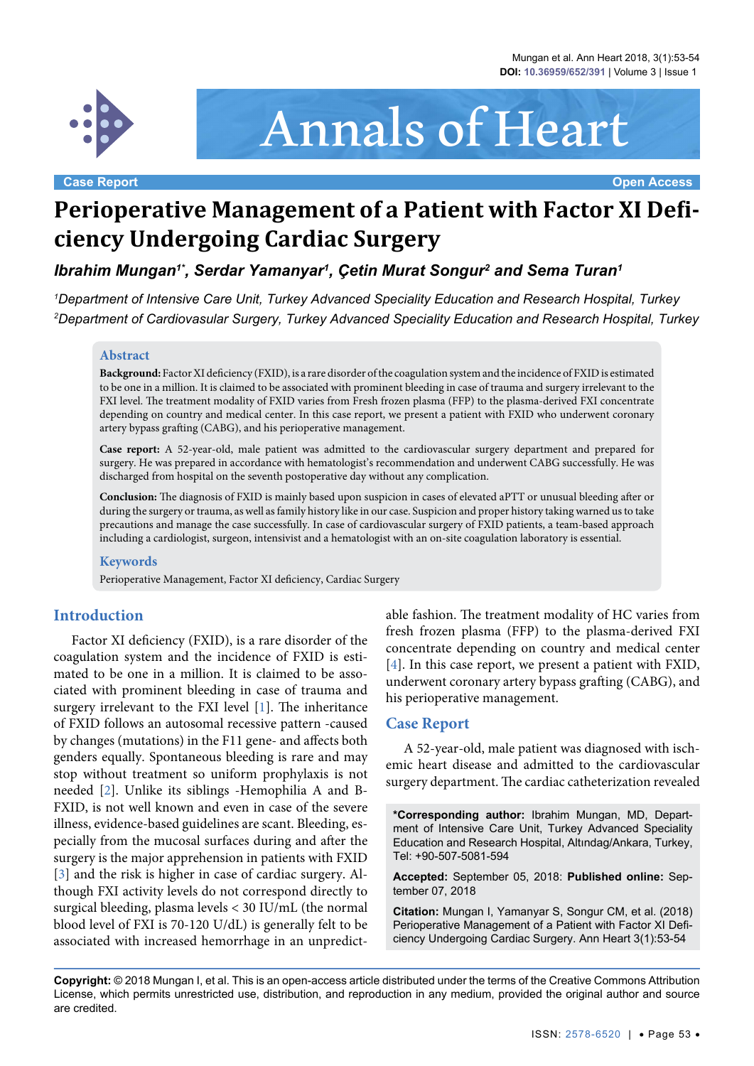Case Report | Open Access

# Perioperative Management of a Patient with Factor XI Deficiency Undergoing Cardiac Surgery

***Ibrahim Mungan[1]*, Serdar Yamanyar[1], Çetin Murat Songur[2] and Sema Turan[1]***

*[1]Department of Intensive Care Unit, Turkey Advanced Speciality Education and Research Hospital, Turkey*
*[2]Department of Cardiovasular Surgery, Turkey Advanced Speciality Education and Research Hospital, Turkey*

## Abstract

**Background:** Factor XI deficiency (FXID), is a rare disorder of the coagulation system and the incidence of FXID is estimated to be one in a million. It is claimed to be associated with prominent bleeding in case of trauma and surgery irrelevant to the FXI level. The treatment modality of FXID varies from Fresh frozen plasma (FFP) to the plasma-derived FXI concentrate depending on country and medical center. In this case report, we present a patient with FXID who underwent coronary artery bypass grafting (CABG), and his perioperative management.

**Case report:** A 52-year-old, male patient was admitted to the cardiovascular surgery department and prepared for surgery. He was prepared in accordance with hematologist's recommendation and underwent CABG successfully. He was discharged from hospital on the seventh postoperative day without any complication.

**Conclusion:** The diagnosis of FXID is mainly based upon suspicion in cases of elevated aPTT or unusual bleeding after or during the surgery or trauma, as well as family history like in our case. Suspicion and proper history taking warned us to take precautions and manage the case successfully. In case of cardiovascular surgery of FXID patients, a team-based approach including a cardiologist, surgeon, intensivist and a hematologist with an on-site coagulation laboratory is essential.

## Keywords

Perioperative Management, Factor XI deficiency, Cardiac Surgery

## Introduction

Factor XI deficiency (FXID), is a rare disorder of the coagulation system and the incidence of FXID is estimated to be one in a million. It is claimed to be associated with prominent bleeding in case of trauma and surgery irrelevant to the FXI level [1]. The inheritance of FXID follows an autosomal recessive pattern -caused by changes (mutations) in the F11 gene- and affects both genders equally. Spontaneous bleeding is rare and may stop without treatment so uniform prophylaxis is not needed [2]. Unlike its siblings -Hemophilia A and B- FXID, is not well known and even in case of the severe illness, evidence-based guidelines are scant. Bleeding, especially from the mucosal surfaces during and after the surgery is the major apprehension in patients with FXID [3] and the risk is higher in case of cardiac surgery. Although FXI activity levels do not correspond directly to surgical bleeding, plasma levels < 30 IU/mL (the normal blood level of FXI is 70-120 U/dL) is generally felt to be associated with increased hemorrhage in an unpredictable fashion. The treatment modality of HC varies from fresh frozen plasma (FFP) to the plasma-derived FXI concentrate depending on country and medical center [4]. In this case report, we present a patient with FXID, underwent coronary artery bypass grafting (CABG), and his perioperative management.

## Case Report

A 52-year-old, male patient was diagnosed with ischemic heart disease and admitted to the cardiovascular surgery department. The cardiac catheterization revealed

**\*Corresponding author:** Ibrahim Mungan, MD, Department of Intensive Care Unit, Turkey Advanced Speciality Education and Research Hospital, Altındag/Ankara, Turkey, Tel: +90-507-5081-594

**Accepted:** September 05, 2018: **Published online:** September 07, 2018

**Citation:** Mungan I, Yamanyar S, Songur CM, et al. (2018) Perioperative Management of a Patient with Factor XI Deficiency Undergoing Cardiac Surgery. Ann Heart 3(1):53-54

**Copyright:** © 2018 Mungan I, et al. This is an open-access article distributed under the terms of the Creative Commons Attribution License, which permits unrestricted use, distribution, and reproduction in any medium, provided the original author and source are credited.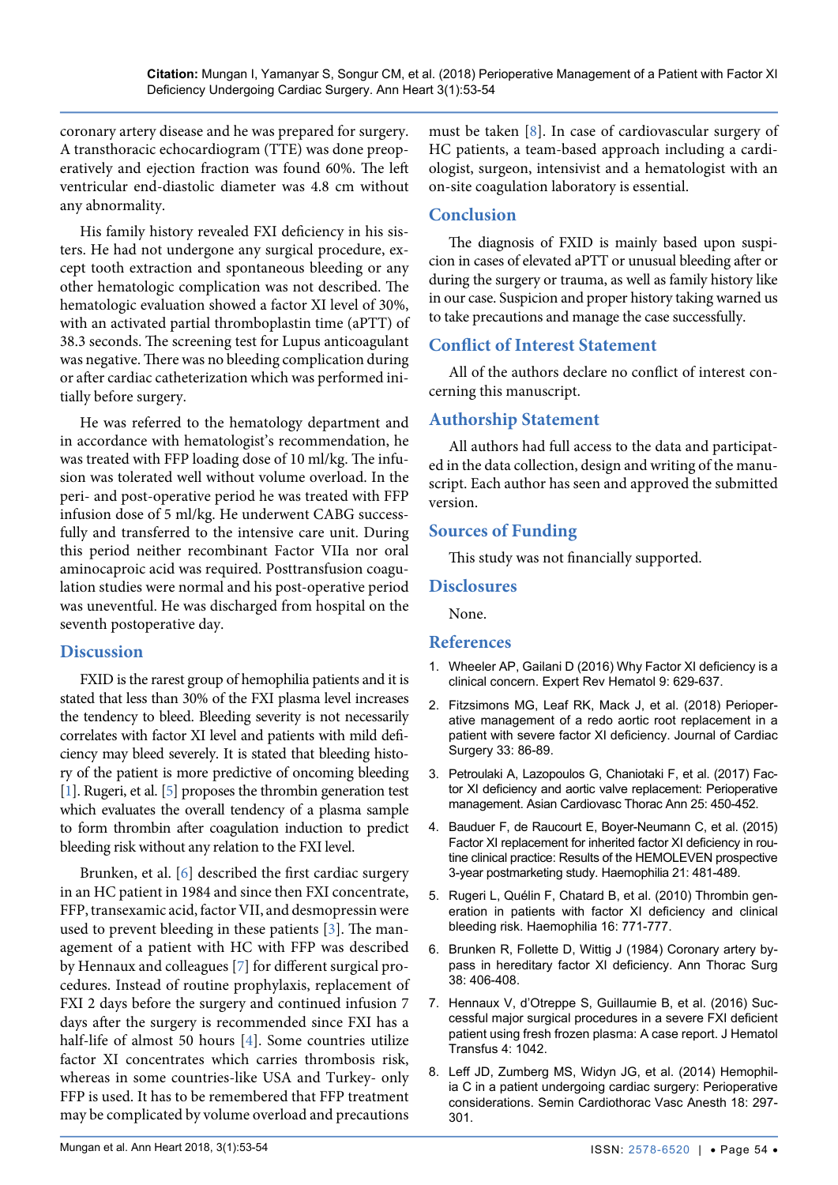coronary artery disease and he was prepared for surgery. A transthoracic echocardiogram (TTE) was done preoperatively and ejection fraction was found 60%. The left ventricular end-diastolic diameter was 4.8 cm without any abnormality.

His family history revealed FXI deficiency in his sisters. He had not undergone any surgical procedure, except tooth extraction and spontaneous bleeding or any other hematologic complication was not described. The hematologic evaluation showed a factor XI level of 30%, with an activated partial thromboplastin time (aPTT) of 38.3 seconds. The screening test for Lupus anticoagulant was negative. There was no bleeding complication during or after cardiac catheterization which was performed initially before surgery.

He was referred to the hematology department and in accordance with hematologist's recommendation, he was treated with FFP loading dose of 10 ml/kg. The infusion was tolerated well without volume overload. In the peri- and post-operative period he was treated with FFP infusion dose of 5 ml/kg. He underwent CABG successfully and transferred to the intensive care unit. During this period neither recombinant Factor VIIa nor oral aminocaproic acid was required. Posttransfusion coagulation studies were normal and his post-operative period was uneventful. He was discharged from hospital on the seventh postoperative day.

## Discussion

FXID is the rarest group of hemophilia patients and it is stated that less than 30% of the FXI plasma level increases the tendency to bleed. Bleeding severity is not necessarily correlates with factor XI level and patients with mild deficiency may bleed severely. It is stated that bleeding history of the patient is more predictive of oncoming bleeding [1]. Rugeri, et al. [5] proposes the thrombin generation test which evaluates the overall tendency of a plasma sample to form thrombin after coagulation induction to predict bleeding risk without any relation to the FXI level.

Brunken, et al. [6] described the first cardiac surgery in an HC patient in 1984 and since then FXI concentrate, FFP, transexamic acid, factor VII, and desmopressin were used to prevent bleeding in these patients [3]. The management of a patient with HC with FFP was described by Hennaux and colleagues [7] for different surgical procedures. Instead of routine prophylaxis, replacement of FXI 2 days before the surgery and continued infusion 7 days after the surgery is recommended since FXI has a half-life of almost 50 hours [4]. Some countries utilize factor XI concentrates which carries thrombosis risk, whereas in some countries-like USA and Turkey- only FFP is used. It has to be remembered that FFP treatment may be complicated by volume overload and precautions must be taken [8]. In case of cardiovascular surgery of HC patients, a team-based approach including a cardiologist, surgeon, intensivist and a hematologist with an on-site coagulation laboratory is essential.

## Conclusion

The diagnosis of FXID is mainly based upon suspicion in cases of elevated aPTT or unusual bleeding after or during the surgery or trauma, as well as family history like in our case. Suspicion and proper history taking warned us to take precautions and manage the case successfully.

## Conflict of Interest Statement

All of the authors declare no conflict of interest concerning this manuscript.

## Authorship Statement

All authors had full access to the data and participated in the data collection, design and writing of the manuscript. Each author has seen and approved the submitted version.

## Sources of Funding

This study was not financially supported.

## Disclosures

None.

## References

1. Wheeler AP, Gailani D (2016) Why Factor XI deficiency is a clinical concern. Expert Rev Hematol 9: 629-637.
2. Fitzsimons MG, Leaf RK, Mack J, et al. (2018) Perioperative management of a redo aortic root replacement in a patient with severe factor XI deficiency. Journal of Cardiac Surgery 33: 86-89.
3. Petroulaki A, Lazopoulos G, Chaniotaki F, et al. (2017) Factor XI deficiency and aortic valve replacement: Perioperative management. Asian Cardiovasc Thorac Ann 25: 450-452.
4. Bauduer F, de Raucourt E, Boyer-Neumann C, et al. (2015) Factor XI replacement for inherited factor XI deficiency in routine clinical practice: Results of the HEMOLEVEN prospective 3-year postmarketing study. Haemophilia 21: 481-489.
5. Rugeri L, Quélin F, Chatard B, et al. (2010) Thrombin generation in patients with factor XI deficiency and clinical bleeding risk. Haemophilia 16: 771-777.
6. Brunken R, Follette D, Wittig J (1984) Coronary artery bypass in hereditary factor XI deficiency. Ann Thorac Surg 38: 406-408.
7. Hennaux V, d'Otreppe S, Guillaumie B, et al. (2016) Successful major surgical procedures in a severe FXI deficient patient using fresh frozen plasma: A case report. J Hematol Transfus 4: 1042.
8. Leff JD, Zumberg MS, Widyn JG, et al. (2014) Hemophilia C in a patient undergoing cardiac surgery: Perioperative considerations. Semin Cardiothorac Vasc Anesth 18: 297-301.